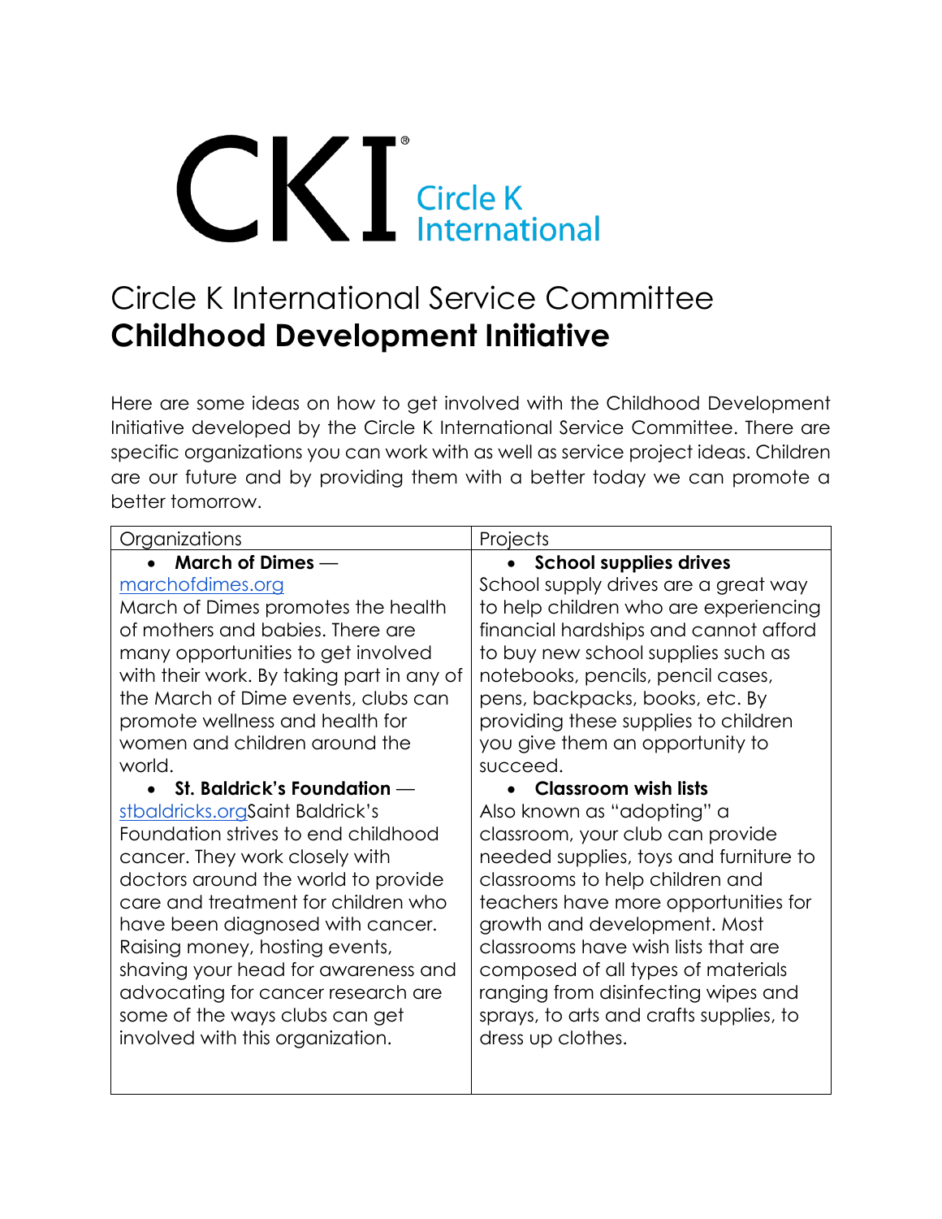CKI® Circle K International

# Circle K International Service Committee
# **Childhood Development Initiative**

Here are some ideas on how to get involved with the Childhood Development Initiative developed by the Circle K International Service Committee. There are specific organizations you can work with as well as service project ideas. Children are our future and by providing them with a better today we can promote a better tomorrow.

| Organizations | Projects |
| --- | --- |
| • **March of Dimes** — marchofdimes.org<br>March of Dimes promotes the health of mothers and babies. There are many opportunities to get involved with their work. By taking part in any of the March of Dime events, clubs can promote wellness and health for women and children around the world.<br>• **St. Baldrick's Foundation** — stbaldricks.orgSaint Baldrick's Foundation strives to end childhood cancer. They work closely with doctors around the world to provide care and treatment for children who have been diagnosed with cancer. Raising money, hosting events, shaving your head for awareness and advocating for cancer research are some of the ways clubs can get involved with this organization. | • **School supplies drives**<br>School supply drives are a great way to help children who are experiencing financial hardships and cannot afford to buy new school supplies such as notebooks, pencils, pencil cases, pens, backpacks, books, etc. By providing these supplies to children you give them an opportunity to succeed.<br>• **Classroom wish lists**<br>Also known as "adopting" a classroom, your club can provide needed supplies, toys and furniture to classrooms to help children and teachers have more opportunities for growth and development. Most classrooms have wish lists that are composed of all types of materials ranging from disinfecting wipes and sprays, to arts and crafts supplies, to dress up clothes. |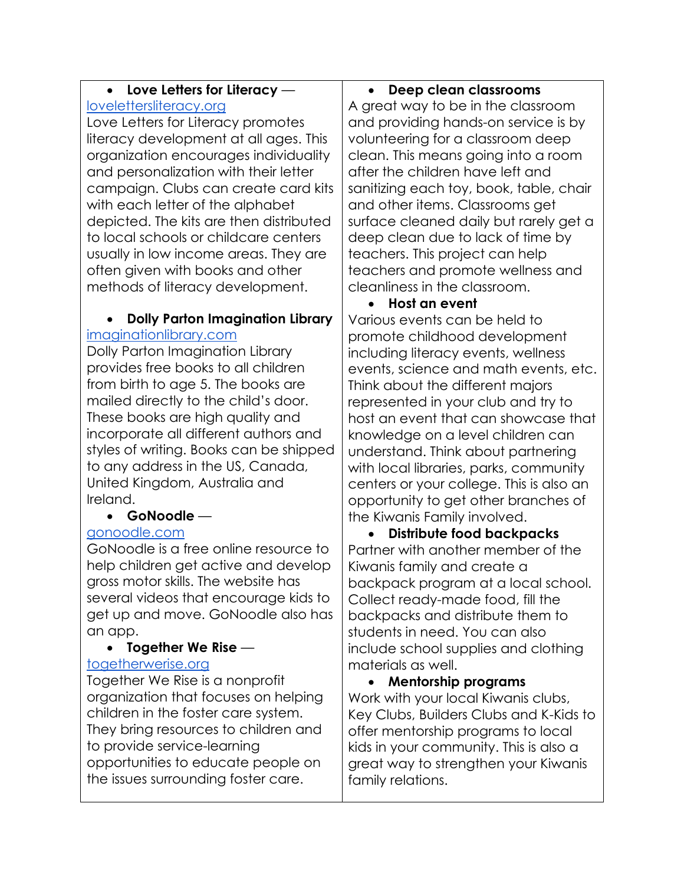- **Love Letters for Literacy** — [loveletterliteracy.org](loveletterliteracy.org)

Love Letters for Literacy promotes literacy development at all ages. This organization encourages individuality and personalization with their letter campaign. Clubs can create card kits with each letter of the alphabet depicted. The kits are then distributed to local schools or childcare centers usually in low income areas. They are often given with books and other methods of literacy development.

- **Dolly Parton Imagination Library** [imaginationlibrary.com](imaginationlibrary.com)

Dolly Parton Imagination Library provides free books to all children from birth to age 5. The books are mailed directly to the child's door. These books are high quality and incorporate all different authors and styles of writing. Books can be shipped to any address in the US, Canada, United Kingdom, Australia and Ireland.

- **GoNoodle** — [gonoodle.com](gonoodle.com)

GoNoodle is a free online resource to help children get active and develop gross motor skills. The website has several videos that encourage kids to get up and move. GoNoodle also has an app.

- **Together We Rise** — [togetherwerise.org](togetherwerise.org)

Together We Rise is a nonprofit organization that focuses on helping children in the foster care system. They bring resources to children and to provide service-learning opportunities to educate people on the issues surrounding foster care.

- **Deep clean classrooms**

A great way to be in the classroom and providing hands-on service is by volunteering for a classroom deep clean. This means going into a room after the children have left and sanitizing each toy, book, table, chair and other items. Classrooms get surface cleaned daily but rarely get a deep clean due to lack of time by teachers. This project can help teachers and promote wellness and cleanliness in the classroom.

- **Host an event**

Various events can be held to promote childhood development including literacy events, wellness events, science and math events, etc. Think about the different majors represented in your club and try to host an event that can showcase that knowledge on a level children can understand. Think about partnering with local libraries, parks, community centers or your college. This is also an opportunity to get other branches of the Kiwanis Family involved.

- **Distribute food backpacks**

Partner with another member of the Kiwanis family and create a backpack program at a local school. Collect ready-made food, fill the backpacks and distribute them to students in need. You can also include school supplies and clothing materials as well.

- **Mentorship programs**

Work with your local Kiwanis clubs, Key Clubs, Builders Clubs and K-Kids to offer mentorship programs to local kids in your community. This is also a great way to strengthen your Kiwanis family relations.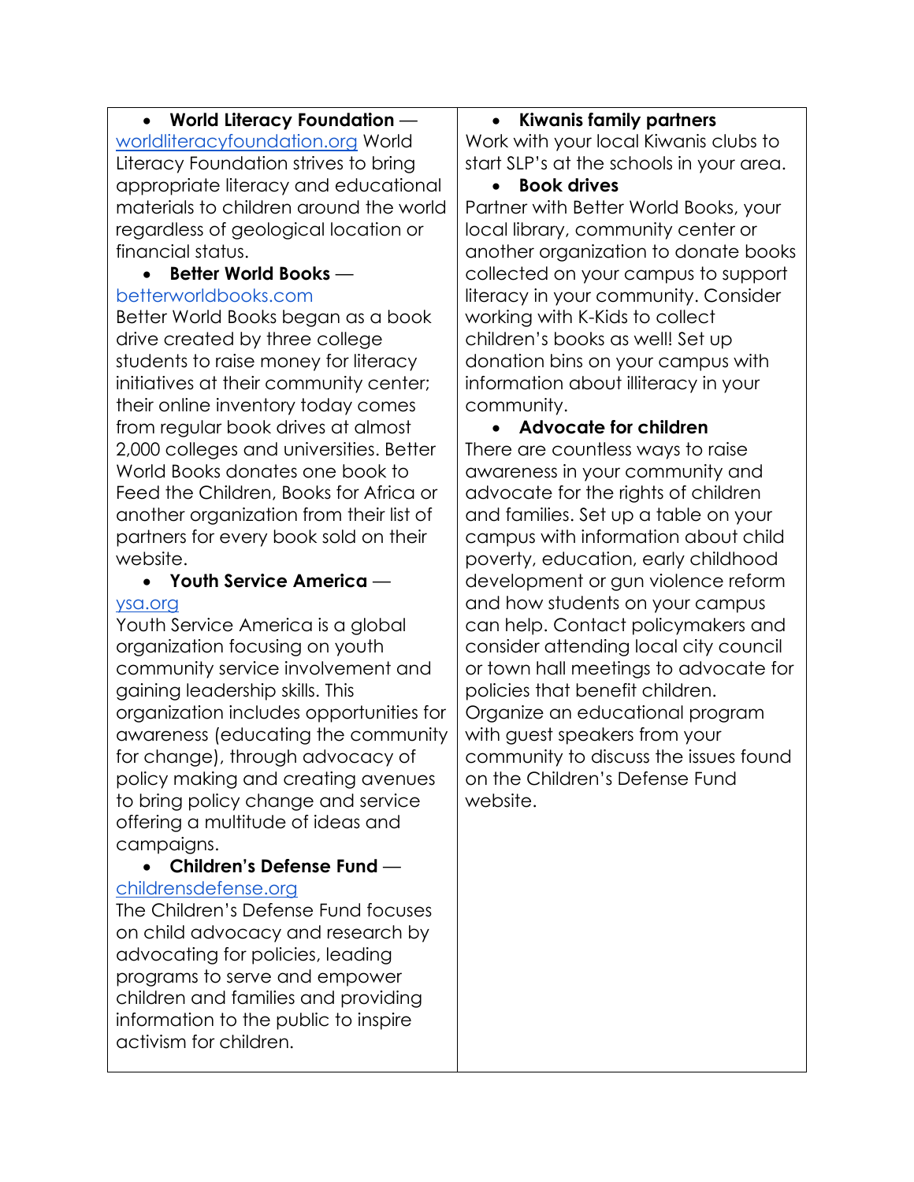- **World Literacy Foundation** — worldliteracyfoundation.org World Literacy Foundation strives to bring appropriate literacy and educational materials to children around the world regardless of geological location or financial status.
- **Better World Books** — betterworldbooks.com Better World Books began as a book drive created by three college students to raise money for literacy initiatives at their community center; their online inventory today comes from regular book drives at almost 2,000 colleges and universities. Better World Books donates one book to Feed the Children, Books for Africa or another organization from their list of partners for every book sold on their website.
- **Youth Service America** — ysa.org Youth Service America is a global organization focusing on youth community service involvement and gaining leadership skills. This organization includes opportunities for awareness (educating the community for change), through advocacy of policy making and creating avenues to bring policy change and service offering a multitude of ideas and campaigns.
- **Children's Defense Fund** — childrensdefense.org The Children's Defense Fund focuses on child advocacy and research by advocating for policies, leading programs to serve and empower children and families and providing information to the public to inspire activism for children.
- **Kiwanis family partners** Work with your local Kiwanis clubs to start SLP's at the schools in your area.
- **Book drives** Partner with Better World Books, your local library, community center or another organization to donate books collected on your campus to support literacy in your community. Consider working with K-Kids to collect children's books as well! Set up donation bins on your campus with information about illiteracy in your community.
- **Advocate for children** There are countless ways to raise awareness in your community and advocate for the rights of children and families. Set up a table on your campus with information about child poverty, education, early childhood development or gun violence reform and how students on your campus can help. Contact policymakers and consider attending local city council or town hall meetings to advocate for policies that benefit children. Organize an educational program with guest speakers from your community to discuss the issues found on the Children's Defense Fund website.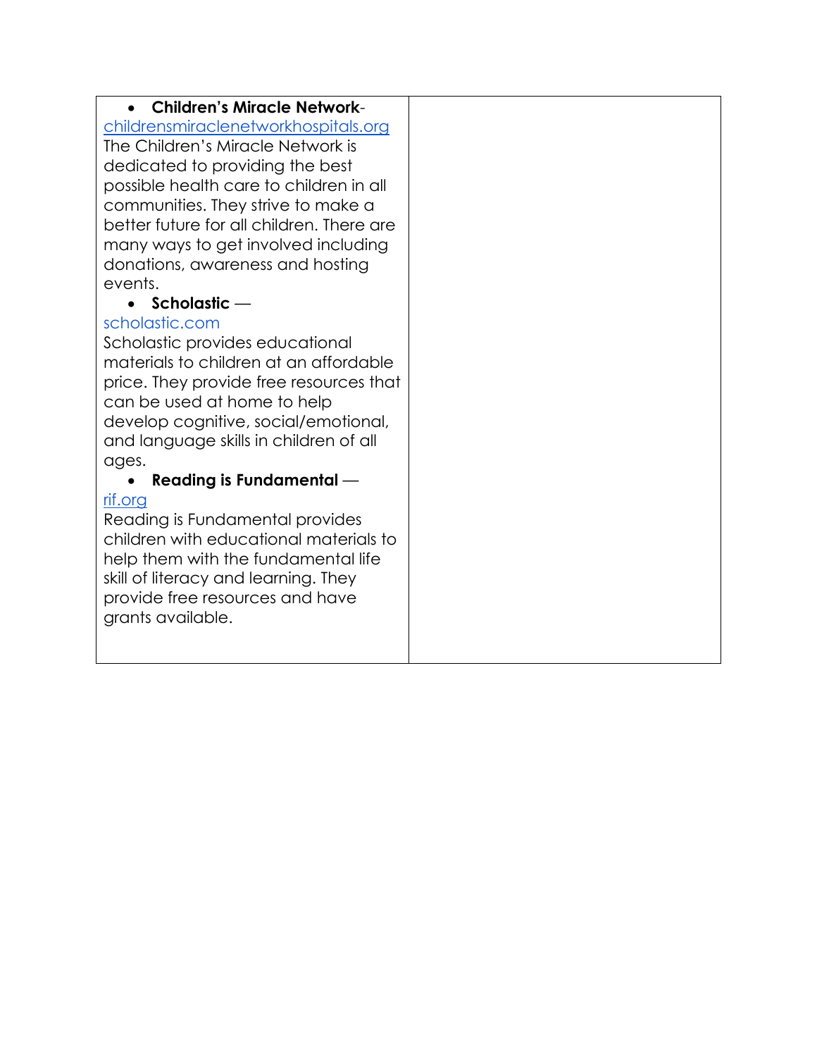| | |
|---|---|
| • **Children's Miracle Network**- childrensmiraclenetworkhospitals.org The Children's Miracle Network is dedicated to providing the best possible health care to children in all communities. They strive to make a better future for all children. There are many ways to get involved including donations, awareness and hosting events. • **Scholastic** — scholastic.com Scholastic provides educational materials to children at an affordable price. They provide free resources that can be used at home to help develop cognitive, social/emotional, and language skills in children of all ages. • **Reading is Fundamental** — rif.org Reading is Fundamental provides children with educational materials to help them with the fundamental life skill of literacy and learning. They provide free resources and have grants available. | |